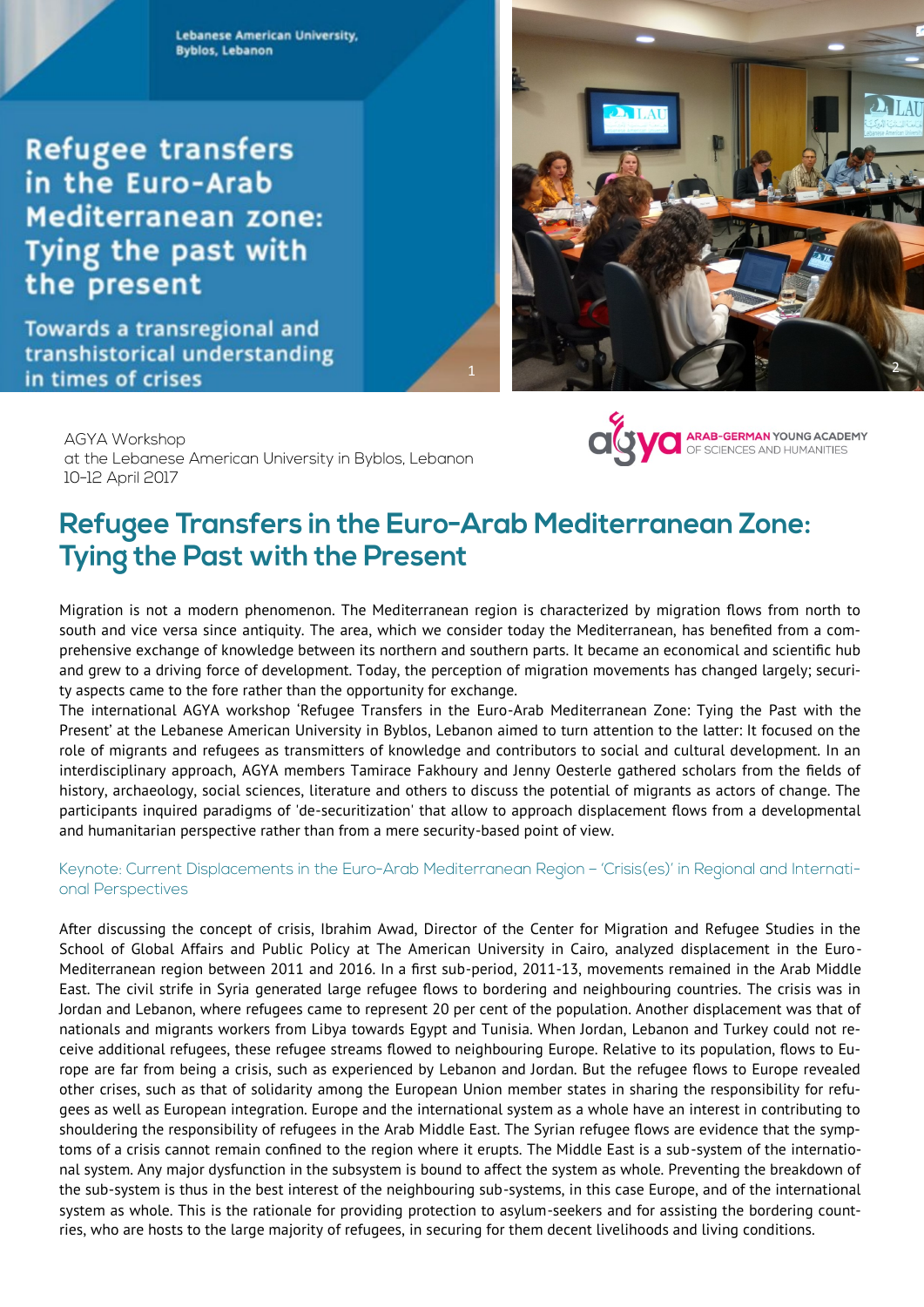Lebanese American University, Byblos, Lebanon

Refugee transfers in the Euro-Arab Mediterranean zone: Tying the past with the present

Towards a transregional and transhistorical understanding in times of crises

AGYA Workshop
at the Lebanese American University in Byblos, Lebanon
10-12 April 2017

ARAB-GERMAN YOUNG ACADEMY OF SCIENCES AND HUMANITIES

# Refugee Transfers in the Euro-Arab Mediterranean Zone: Tying the Past with the Present

Migration is not a modern phenomenon. The Mediterranean region is characterized by migration flows from north to south and vice versa since antiquity. The area, which we consider today the Mediterranean, has benefited from a comprehensive exchange of knowledge between its northern and southern parts. It became an economical and scientific hub and grew to a driving force of development. Today, the perception of migration movements has changed largely; security aspects came to the fore rather than the opportunity for exchange.

The international AGYA workshop 'Refugee Transfers in the Euro-Arab Mediterranean Zone: Tying the Past with the Present' at the Lebanese American University in Byblos, Lebanon aimed to turn attention to the latter: It focused on the role of migrants and refugees as transmitters of knowledge and contributors to social and cultural development. In an interdisciplinary approach, AGYA members Tamirace Fakhoury and Jenny Oesterle gathered scholars from the fields of history, archaeology, social sciences, literature and others to discuss the potential of migrants as actors of change. The participants inquired paradigms of 'de-securitization' that allow to approach displacement flows from a developmental and humanitarian perspective rather than from a mere security-based point of view.

## Keynote: Current Displacements in the Euro-Arab Mediterranean Region – 'Crisis(es)' in Regional and International Perspectives

After discussing the concept of crisis, Ibrahim Awad, Director of the Center for Migration and Refugee Studies in the School of Global Affairs and Public Policy at The American University in Cairo, analyzed displacement in the Euro-Mediterranean region between 2011 and 2016. In a first sub-period, 2011-13, movements remained in the Arab Middle East. The civil strife in Syria generated large refugee flows to bordering and neighbouring countries. The crisis was in Jordan and Lebanon, where refugees came to represent 20 per cent of the population. Another displacement was that of nationals and migrants workers from Libya towards Egypt and Tunisia. When Jordan, Lebanon and Turkey could not receive additional refugees, these refugee streams flowed to neighbouring Europe. Relative to its population, flows to Europe are far from being a crisis, such as experienced by Lebanon and Jordan. But the refugee flows to Europe revealed other crises, such as that of solidarity among the European Union member states in sharing the responsibility for refugees as well as European integration. Europe and the international system as a whole have an interest in contributing to shouldering the responsibility of refugees in the Arab Middle East. The Syrian refugee flows are evidence that the symptoms of a crisis cannot remain confined to the region where it erupts. The Middle East is a sub-system of the international system. Any major dysfunction in the subsystem is bound to affect the system as whole. Preventing the breakdown of the sub-system is thus in the best interest of the neighbouring sub-systems, in this case Europe, and of the international system as whole. This is the rationale for providing protection to asylum-seekers and for assisting the bordering countries, who are hosts to the large majority of refugees, in securing for them decent livelihoods and living conditions.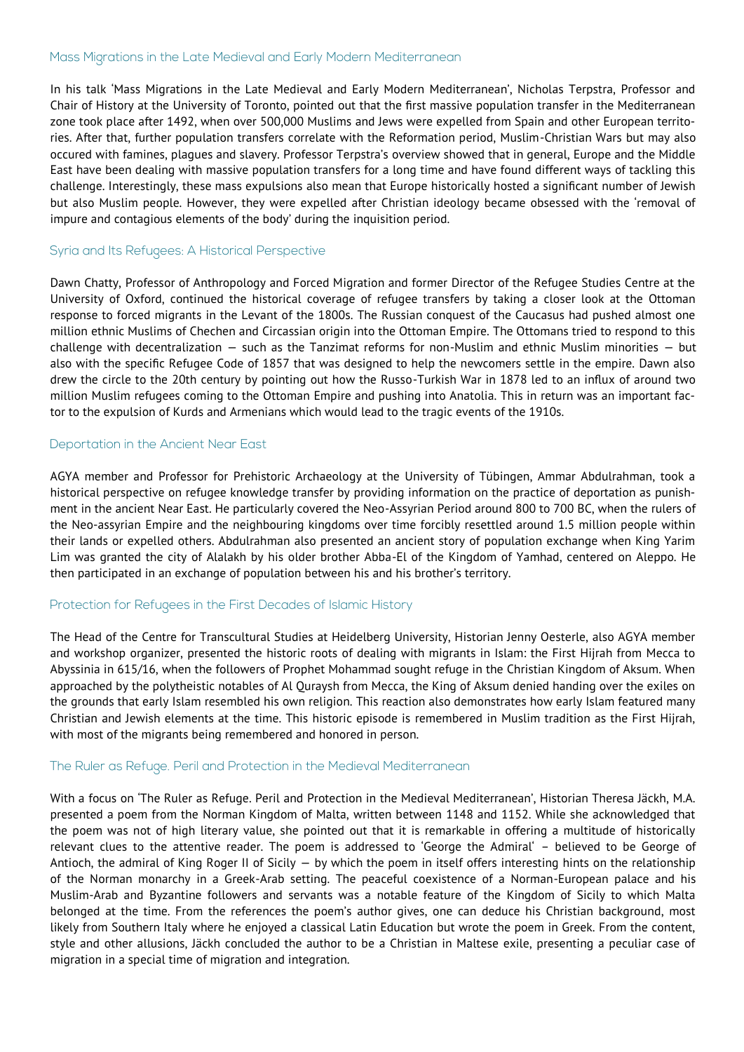## Mass Migrations in the Late Medieval and Early Modern Mediterranean

In his talk 'Mass Migrations in the Late Medieval and Early Modern Mediterranean', Nicholas Terpstra, Professor and Chair of History at the University of Toronto, pointed out that the first massive population transfer in the Mediterranean zone took place after 1492, when over 500,000 Muslims and Jews were expelled from Spain and other European territories. After that, further population transfers correlate with the Reformation period, Muslim-Christian Wars but may also occured with famines, plagues and slavery. Professor Terpstra's overview showed that in general, Europe and the Middle East have been dealing with massive population transfers for a long time and have found different ways of tackling this challenge. Interestingly, these mass expulsions also mean that Europe historically hosted a significant number of Jewish but also Muslim people. However, they were expelled after Christian ideology became obsessed with the 'removal of impure and contagious elements of the body' during the inquisition period.

## Syria and Its Refugees: A Historical Perspective

Dawn Chatty, Professor of Anthropology and Forced Migration and former Director of the Refugee Studies Centre at the University of Oxford, continued the historical coverage of refugee transfers by taking a closer look at the Ottoman response to forced migrants in the Levant of the 1800s. The Russian conquest of the Caucasus had pushed almost one million ethnic Muslims of Chechen and Circassian origin into the Ottoman Empire. The Ottomans tried to respond to this challenge with decentralization — such as the Tanzimat reforms for non-Muslim and ethnic Muslim minorities — but also with the specific Refugee Code of 1857 that was designed to help the newcomers settle in the empire. Dawn also drew the circle to the 20th century by pointing out how the Russo-Turkish War in 1878 led to an influx of around two million Muslim refugees coming to the Ottoman Empire and pushing into Anatolia. This in return was an important factor to the expulsion of Kurds and Armenians which would lead to the tragic events of the 1910s.

## Deportation in the Ancient Near East

AGYA member and Professor for Prehistoric Archaeology at the University of Tübingen, Ammar Abdulrahman, took a historical perspective on refugee knowledge transfer by providing information on the practice of deportation as punishment in the ancient Near East. He particularly covered the Neo-Assyrian Period around 800 to 700 BC, when the rulers of the Neo-assyrian Empire and the neighbouring kingdoms over time forcibly resettled around 1.5 million people within their lands or expelled others. Abdulrahman also presented an ancient story of population exchange when King Yarim Lim was granted the city of Alalakh by his older brother Abba-El of the Kingdom of Yamhad, centered on Aleppo. He then participated in an exchange of population between his and his brother's territory.

## Protection for Refugees in the First Decades of Islamic History

The Head of the Centre for Transcultural Studies at Heidelberg University, Historian Jenny Oesterle, also AGYA member and workshop organizer, presented the historic roots of dealing with migrants in Islam: the First Hijrah from Mecca to Abyssinia in 615/16, when the followers of Prophet Mohammad sought refuge in the Christian Kingdom of Aksum. When approached by the polytheistic notables of Al Quraysh from Mecca, the King of Aksum denied handing over the exiles on the grounds that early Islam resembled his own religion. This reaction also demonstrates how early Islam featured many Christian and Jewish elements at the time. This historic episode is remembered in Muslim tradition as the First Hijrah, with most of the migrants being remembered and honored in person.

## The Ruler as Refuge. Peril and Protection in the Medieval Mediterranean

With a focus on 'The Ruler as Refuge. Peril and Protection in the Medieval Mediterranean', Historian Theresa Jäckh, M.A. presented a poem from the Norman Kingdom of Malta, written between 1148 and 1152. While she acknowledged that the poem was not of high literary value, she pointed out that it is remarkable in offering a multitude of historically relevant clues to the attentive reader. The poem is addressed to 'George the Admiral' – believed to be George of Antioch, the admiral of King Roger II of Sicily — by which the poem in itself offers interesting hints on the relationship of the Norman monarchy in a Greek-Arab setting. The peaceful coexistence of a Norman-European palace and his Muslim-Arab and Byzantine followers and servants was a notable feature of the Kingdom of Sicily to which Malta belonged at the time. From the references the poem's author gives, one can deduce his Christian background, most likely from Southern Italy where he enjoyed a classical Latin Education but wrote the poem in Greek. From the content, style and other allusions, Jäckh concluded the author to be a Christian in Maltese exile, presenting a peculiar case of migration in a special time of migration and integration.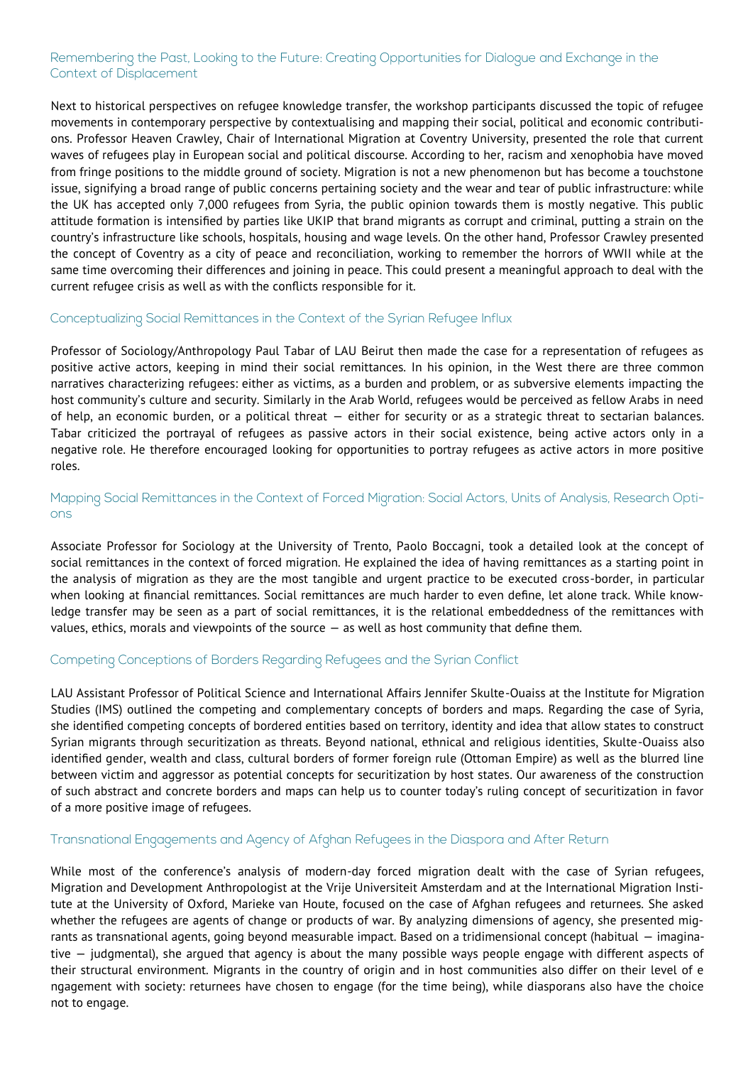## Remembering the Past, Looking to the Future: Creating Opportunities for Dialogue and Exchange in the Context of Displacement

Next to historical perspectives on refugee knowledge transfer, the workshop participants discussed the topic of refugee movements in contemporary perspective by contextualising and mapping their social, political and economic contributions. Professor Heaven Crawley, Chair of International Migration at Coventry University, presented the role that current waves of refugees play in European social and political discourse. According to her, racism and xenophobia have moved from fringe positions to the middle ground of society. Migration is not a new phenomenon but has become a touchstone issue, signifying a broad range of public concerns pertaining society and the wear and tear of public infrastructure: while the UK has accepted only 7,000 refugees from Syria, the public opinion towards them is mostly negative. This public attitude formation is intensified by parties like UKIP that brand migrants as corrupt and criminal, putting a strain on the country's infrastructure like schools, hospitals, housing and wage levels. On the other hand, Professor Crawley presented the concept of Coventry as a city of peace and reconciliation, working to remember the horrors of WWII while at the same time overcoming their differences and joining in peace. This could present a meaningful approach to deal with the current refugee crisis as well as with the conflicts responsible for it.

## Conceptualizing Social Remittances in the Context of the Syrian Refugee Influx

Professor of Sociology/Anthropology Paul Tabar of LAU Beirut then made the case for a representation of refugees as positive active actors, keeping in mind their social remittances. In his opinion, in the West there are three common narratives characterizing refugees: either as victims, as a burden and problem, or as subversive elements impacting the host community's culture and security. Similarly in the Arab World, refugees would be perceived as fellow Arabs in need of help, an economic burden, or a political threat — either for security or as a strategic threat to sectarian balances. Tabar criticized the portrayal of refugees as passive actors in their social existence, being active actors only in a negative role. He therefore encouraged looking for opportunities to portray refugees as active actors in more positive roles.

## Mapping Social Remittances in the Context of Forced Migration: Social Actors, Units of Analysis, Research Options

Associate Professor for Sociology at the University of Trento, Paolo Boccagni, took a detailed look at the concept of social remittances in the context of forced migration. He explained the idea of having remittances as a starting point in the analysis of migration as they are the most tangible and urgent practice to be executed cross-border, in particular when looking at financial remittances. Social remittances are much harder to even define, let alone track. While knowledge transfer may be seen as a part of social remittances, it is the relational embeddedness of the remittances with values, ethics, morals and viewpoints of the source — as well as host community that define them.

## Competing Conceptions of Borders Regarding Refugees and the Syrian Conflict

LAU Assistant Professor of Political Science and International Affairs Jennifer Skulte-Ouaiss at the Institute for Migration Studies (IMS) outlined the competing and complementary concepts of borders and maps. Regarding the case of Syria, she identified competing concepts of bordered entities based on territory, identity and idea that allow states to construct Syrian migrants through securitization as threats. Beyond national, ethnical and religious identities, Skulte-Ouaiss also identified gender, wealth and class, cultural borders of former foreign rule (Ottoman Empire) as well as the blurred line between victim and aggressor as potential concepts for securitization by host states. Our awareness of the construction of such abstract and concrete borders and maps can help us to counter today's ruling concept of securitization in favor of a more positive image of refugees.

## Transnational Engagements and Agency of Afghan Refugees in the Diaspora and After Return

While most of the conference's analysis of modern-day forced migration dealt with the case of Syrian refugees, Migration and Development Anthropologist at the Vrije Universiteit Amsterdam and at the International Migration Institute at the University of Oxford, Marieke van Houte, focused on the case of Afghan refugees and returnees. She asked whether the refugees are agents of change or products of war. By analyzing dimensions of agency, she presented migrants as transnational agents, going beyond measurable impact. Based on a tridimensional concept (habitual — imaginative — judgmental), she argued that agency is about the many possible ways people engage with different aspects of their structural environment. Migrants in the country of origin and in host communities also differ on their level of engagement with society: returnees have chosen to engage (for the time being), while diasporans also have the choice not to engage.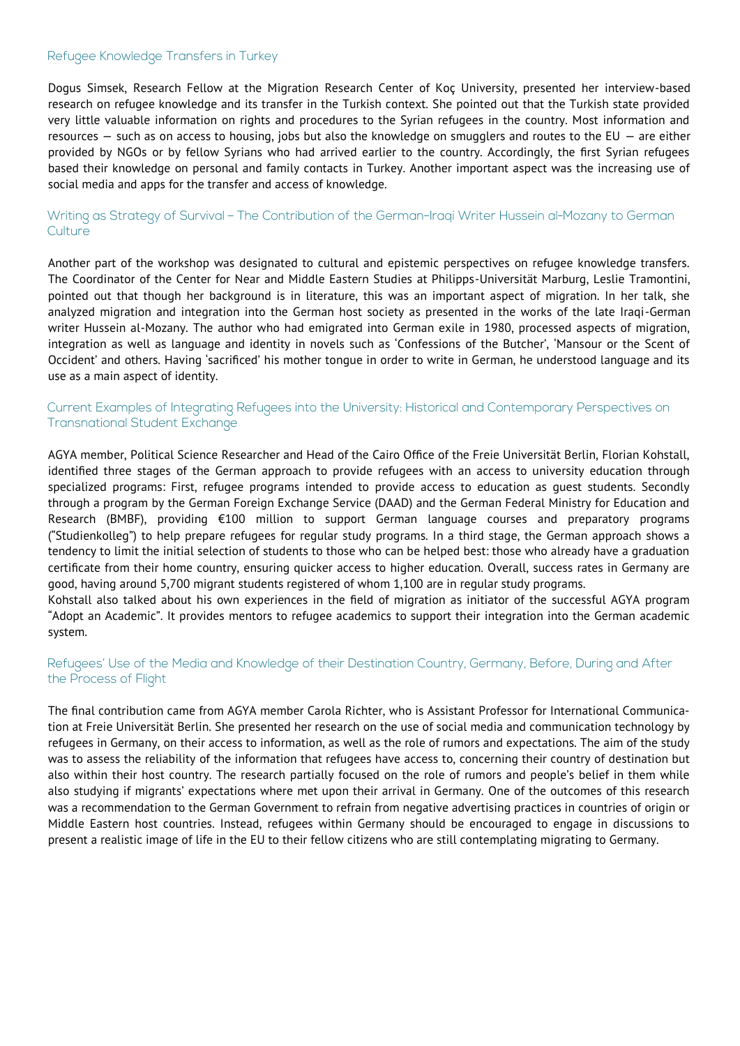### Refugee Knowledge Transfers in Turkey

Dogus Simsek, Research Fellow at the Migration Research Center of Koç University, presented her interview-based research on refugee knowledge and its transfer in the Turkish context. She pointed out that the Turkish state provided very little valuable information on rights and procedures to the Syrian refugees in the country. Most information and resources — such as on access to housing, jobs but also the knowledge on smugglers and routes to the EU — are either provided by NGOs or by fellow Syrians who had arrived earlier to the country. Accordingly, the first Syrian refugees based their knowledge on personal and family contacts in Turkey. Another important aspect was the increasing use of social media and apps for the transfer and access of knowledge.

### Writing as Strategy of Survival – The Contribution of the German-Iraqi Writer Hussein al-Mozany to German Culture

Another part of the workshop was designated to cultural and epistemic perspectives on refugee knowledge transfers. The Coordinator of the Center for Near and Middle Eastern Studies at Philipps-Universität Marburg, Leslie Tramontini, pointed out that though her background is in literature, this was an important aspect of migration. In her talk, she analyzed migration and integration into the German host society as presented in the works of the late Iraqi-German writer Hussein al-Mozany. The author who had emigrated into German exile in 1980, processed aspects of migration, integration as well as language and identity in novels such as 'Confessions of the Butcher', 'Mansour or the Scent of Occident' and others. Having 'sacrificed' his mother tongue in order to write in German, he understood language and its use as a main aspect of identity.

### Current Examples of Integrating Refugees into the University: Historical and Contemporary Perspectives on Transnational Student Exchange

AGYA member, Political Science Researcher and Head of the Cairo Office of the Freie Universität Berlin, Florian Kohstall, identified three stages of the German approach to provide refugees with an access to university education through specialized programs: First, refugee programs intended to provide access to education as guest students. Secondly through a program by the German Foreign Exchange Service (DAAD) and the German Federal Ministry for Education and Research (BMBF), providing €100 million to support German language courses and preparatory programs ("Studienkolleg") to help prepare refugees for regular study programs. In a third stage, the German approach shows a tendency to limit the initial selection of students to those who can be helped best: those who already have a graduation certificate from their home country, ensuring quicker access to higher education. Overall, success rates in Germany are good, having around 5,700 migrant students registered of whom 1,100 are in regular study programs.

Kohstall also talked about his own experiences in the field of migration as initiator of the successful AGYA program "Adopt an Academic". It provides mentors to refugee academics to support their integration into the German academic system.

### Refugees' Use of the Media and Knowledge of their Destination Country, Germany, Before, During and After the Process of Flight

The final contribution came from AGYA member Carola Richter, who is Assistant Professor for International Communication at Freie Universität Berlin. She presented her research on the use of social media and communication technology by refugees in Germany, on their access to information, as well as the role of rumors and expectations. The aim of the study was to assess the reliability of the information that refugees have access to, concerning their country of destination but also within their host country. The research partially focused on the role of rumors and people's belief in them while also studying if migrants' expectations where met upon their arrival in Germany. One of the outcomes of this research was a recommendation to the German Government to refrain from negative advertising practices in countries of origin or Middle Eastern host countries. Instead, refugees within Germany should be encouraged to engage in discussions to present a realistic image of life in the EU to their fellow citizens who are still contemplating migrating to Germany.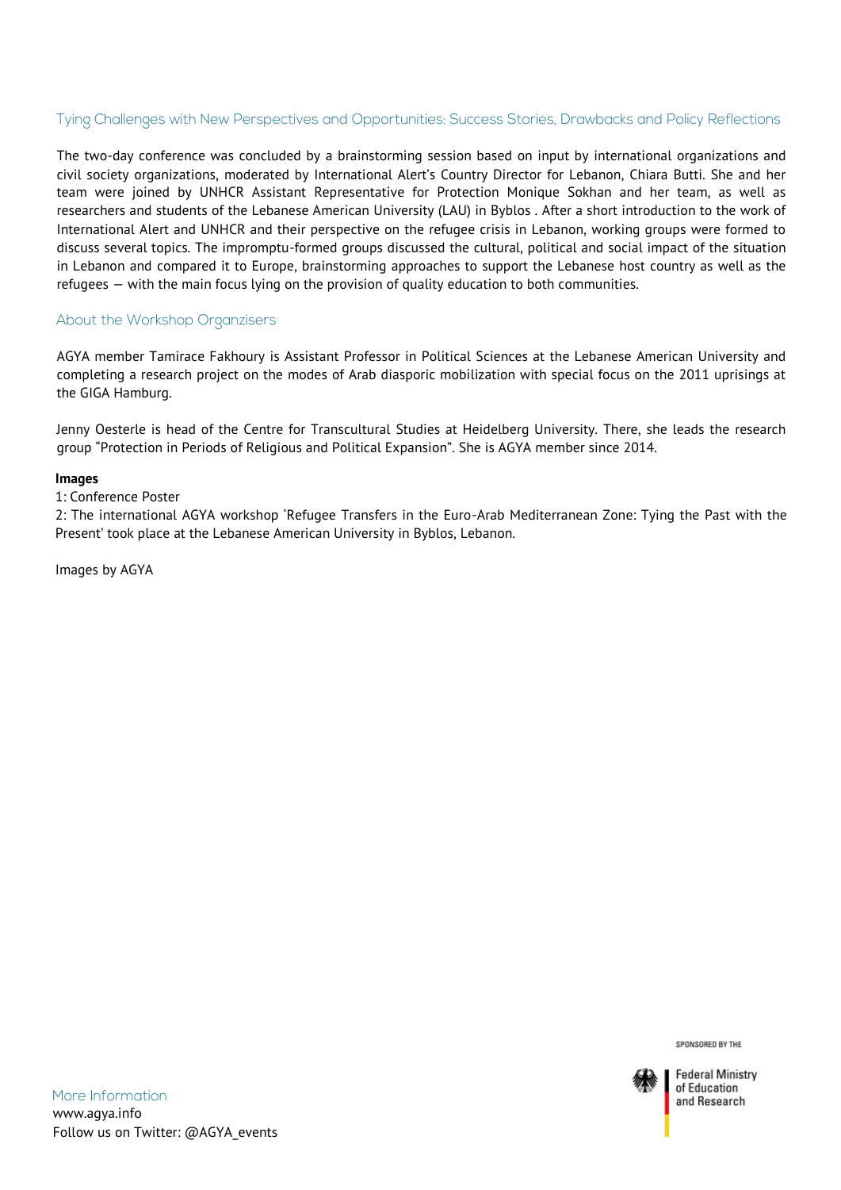## Tying Challenges with New Perspectives and Opportunities: Success Stories, Drawbacks and Policy Reflections

The two-day conference was concluded by a brainstorming session based on input by international organizations and civil society organizations, moderated by International Alert's Country Director for Lebanon, Chiara Butti. She and her team were joined by UNHCR Assistant Representative for Protection Monique Sokhan and her team, as well as researchers and students of the Lebanese American University (LAU) in Byblos . After a short introduction to the work of International Alert and UNHCR and their perspective on the refugee crisis in Lebanon, working groups were formed to discuss several topics. The impromptu-formed groups discussed the cultural, political and social impact of the situation in Lebanon and compared it to Europe, brainstorming approaches to support the Lebanese host country as well as the refugees — with the main focus lying on the provision of quality education to both communities.

## About the Workshop Organzisers

AGYA member Tamirace Fakhoury is Assistant Professor in Political Sciences at the Lebanese American University and completing a research project on the modes of Arab diasporic mobilization with special focus on the 2011 uprisings at the GIGA Hamburg.

Jenny Oesterle is head of the Centre for Transcultural Studies at Heidelberg University. There, she leads the research group "Protection in Periods of Religious and Political Expansion". She is AGYA member since 2014.

**Images**

1: Conference Poster

2: The international AGYA workshop 'Refugee Transfers in the Euro-Arab Mediterranean Zone: Tying the Past with the Present' took place at the Lebanese American University in Byblos, Lebanon.

Images by AGYA

SPONSORED BY THE

Federal Ministry of Education and Research

## More Information

www.agya.info

Follow us on Twitter: @AGYA_events